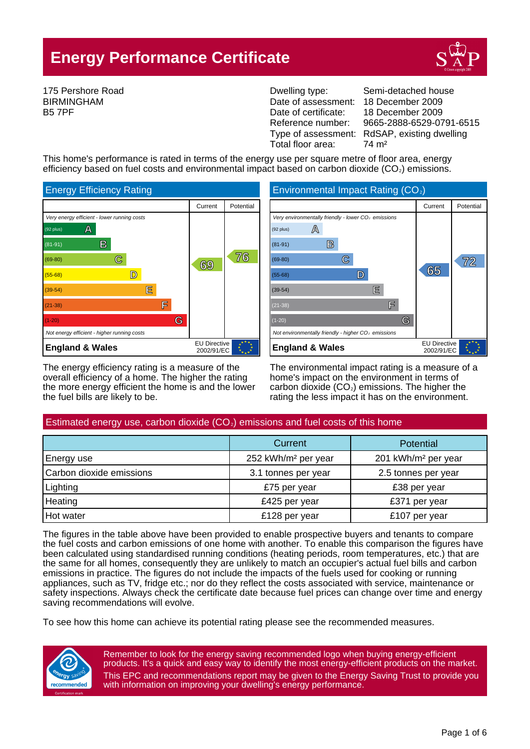# Energy Performance Certificate

175 Pershore Road
BIRMINGHAM
B5 7PF

| | |
|---|---|
| Dwelling type: | Semi-detached house |
| Date of assessment: | 18 December 2009 |
| Date of certificate: | 18 December 2009 |
| Reference number: | 9665-2888-6529-0791-6515 |
| Type of assessment: | RdSAP, existing dwelling |
| Total floor area: | 74 m² |

This home's performance is rated in terms of the energy use per square metre of floor area, energy efficiency based on fuel costs and environmental impact based on carbon dioxide ($CO_2$) emissions.

## Energy Efficiency Rating

| | Current | Potential |
|---|---|---|
| *Very energy efficient - lower running costs* | | |
| (92 plus) A | | |
| (81-91) B | | |
| (69-80) C | 69 | 76 |
| (55-68) D | | |
| (39-54) E | | |
| (21-38) F | | |
| (1-20) G | | |
| *Not energy efficient - higher running costs* | | |
| **England & Wales** | EU Directive 2002/91/EC | |

The energy efficiency rating is a measure of the overall efficiency of a home. The higher the rating the more energy efficient the home is and the lower the fuel bills are likely to be.

## Environmental Impact Rating ($CO_2$)

| | Current | Potential |
|---|---|---|
| *Very environmentally friendly - lower $CO_2$ emissions* | | |
| (92 plus) A | | |
| (81-91) B | | |
| (69-80) C | | 72 |
| (55-68) D | 65 | |
| (39-54) E | | |
| (21-38) F | | |
| (1-20) G | | |
| *Not environmentally friendly - higher $CO_2$ emissions* | | |
| **England & Wales** | EU Directive 2002/91/EC | |

The environmental impact rating is a measure of a home's impact on the environment in terms of carbon dioxide ($CO_2$) emissions. The higher the rating the less impact it has on the environment.

## Estimated energy use, carbon dioxide ($CO_2$) emissions and fuel costs of this home

| | Current | Potential |
|---|---|---|
| Energy use | 252 kWh/m² per year | 201 kWh/m² per year |
| Carbon dioxide emissions | 3.1 tonnes per year | 2.5 tonnes per year |
| Lighting | £75 per year | £38 per year |
| Heating | £425 per year | £371 per year |
| Hot water | £128 per year | £107 per year |

The figures in the table above have been provided to enable prospective buyers and tenants to compare the fuel costs and carbon emissions of one home with another. To enable this comparison the figures have been calculated using standardised running conditions (heating periods, room temperatures, etc.) that are the same for all homes, consequently they are unlikely to match an occupier's actual fuel bills and carbon emissions in practice. The figures do not include the impacts of the fuels used for cooking or running appliances, such as TV, fridge etc.; nor do they reflect the costs associated with service, maintenance or safety inspections. Always check the certificate date because fuel prices can change over time and energy saving recommendations will evolve.

To see how this home can achieve its potential rating please see the recommended measures.

Remember to look for the energy saving recommended logo when buying energy-efficient products. It's a quick and easy way to identify the most energy-efficient products on the market. This EPC and recommendations report may be given to the Energy Saving Trust to provide you with information on improving your dwelling's energy performance.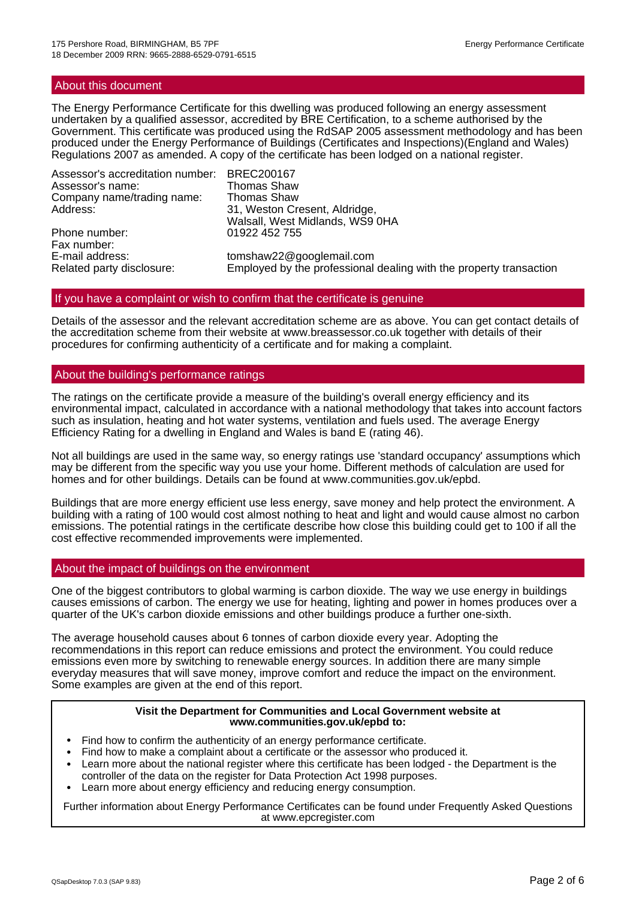## About this document

The Energy Performance Certificate for this dwelling was produced following an energy assessment undertaken by a qualified assessor, accredited by BRE Certification, to a scheme authorised by the Government. This certificate was produced using the RdSAP 2005 assessment methodology and has been produced under the Energy Performance of Buildings (Certificates and Inspections)(England and Wales) Regulations 2007 as amended. A copy of the certificate has been lodged on a national register.

| | |
|---|---|
| Assessor's accreditation number: | BREC200167 |
| Assessor's name: | Thomas Shaw |
| Company name/trading name: | Thomas Shaw |
| Address: | 31, Weston Cresent, Aldridge, Walsall, West Midlands, WS9 0HA |
| Phone number: | 01922 452 755 |
| Fax number: | |
| E-mail address: | tomshaw22@googlemail.com |
| Related party disclosure: | Employed by the professional dealing with the property transaction |

## If you have a complaint or wish to confirm that the certificate is genuine

Details of the assessor and the relevant accreditation scheme are as above. You can get contact details of the accreditation scheme from their website at www.breassessor.co.uk together with details of their procedures for confirming authenticity of a certificate and for making a complaint.

## About the building's performance ratings

The ratings on the certificate provide a measure of the building's overall energy efficiency and its environmental impact, calculated in accordance with a national methodology that takes into account factors such as insulation, heating and hot water systems, ventilation and fuels used. The average Energy Efficiency Rating for a dwelling in England and Wales is band E (rating 46).

Not all buildings are used in the same way, so energy ratings use 'standard occupancy' assumptions which may be different from the specific way you use your home. Different methods of calculation are used for homes and for other buildings. Details can be found at www.communities.gov.uk/epbd.

Buildings that are more energy efficient use less energy, save money and help protect the environment. A building with a rating of 100 would cost almost nothing to heat and light and would cause almost no carbon emissions. The potential ratings in the certificate describe how close this building could get to 100 if all the cost effective recommended improvements were implemented.

## About the impact of buildings on the environment

One of the biggest contributors to global warming is carbon dioxide. The way we use energy in buildings causes emissions of carbon. The energy we use for heating, lighting and power in homes produces over a quarter of the UK's carbon dioxide emissions and other buildings produce a further one-sixth.

The average household causes about 6 tonnes of carbon dioxide every year. Adopting the recommendations in this report can reduce emissions and protect the environment. You could reduce emissions even more by switching to renewable energy sources. In addition there are many simple everyday measures that will save money, improve comfort and reduce the impact on the environment. Some examples are given at the end of this report.

**Visit the Department for Communities and Local Government website at www.communities.gov.uk/epbd to:**

- Find how to confirm the authenticity of an energy performance certificate.
- Find how to make a complaint about a certificate or the assessor who produced it.
- Learn more about the national register where this certificate has been lodged - the Department is the controller of the data on the register for Data Protection Act 1998 purposes.
- Learn more about energy efficiency and reducing energy consumption.

Further information about Energy Performance Certificates can be found under Frequently Asked Questions at www.epcregister.com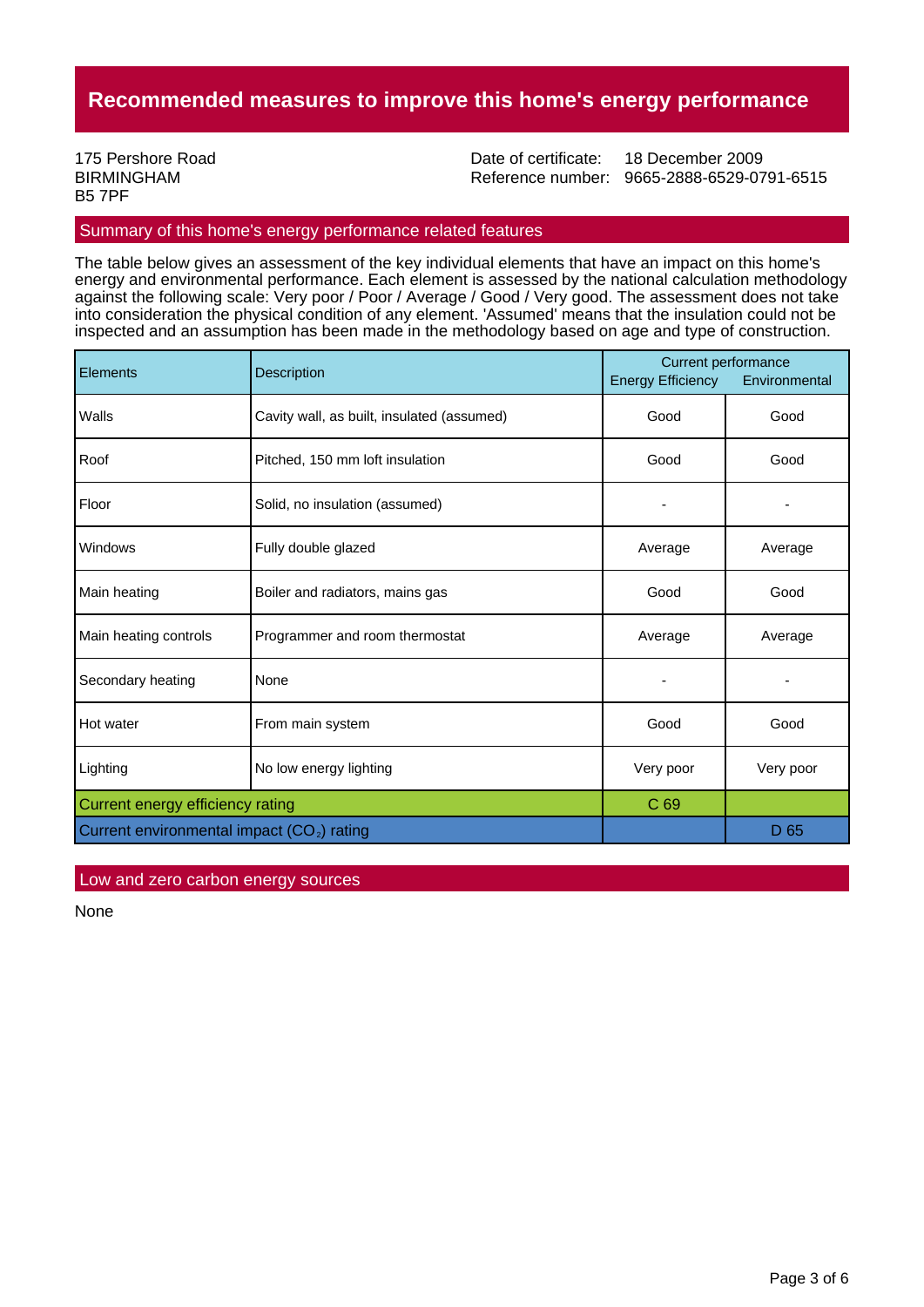# Recommended measures to improve this home's energy performance

175 Pershore Road
BIRMINGHAM
B5 7PF

Date of certificate: 18 December 2009
Reference number: 9665-2888-6529-0791-6515

## Summary of this home's energy performance related features

The table below gives an assessment of the key individual elements that have an impact on this home's energy and environmental performance. Each element is assessed by the national calculation methodology against the following scale: Very poor / Poor / Average / Good / Very good. The assessment does not take into consideration the physical condition of any element. 'Assumed' means that the insulation could not be inspected and an assumption has been made in the methodology based on age and type of construction.

| Elements | Description | Current performance | |
|---|---|---|---|
| | | Energy Efficiency | Environmental |
| Walls | Cavity wall, as built, insulated (assumed) | Good | Good |
| Roof | Pitched, 150 mm loft insulation | Good | Good |
| Floor | Solid, no insulation (assumed) | - | - |
| Windows | Fully double glazed | Average | Average |
| Main heating | Boiler and radiators, mains gas | Good | Good |
| Main heating controls | Programmer and room thermostat | Average | Average |
| Secondary heating | None | - | - |
| Hot water | From main system | Good | Good |
| Lighting | No low energy lighting | Very poor | Very poor |
| Current energy efficiency rating | | C 69 | |
| Current environmental impact ($CO_2$) rating | | | D 65 |

## Low and zero carbon energy sources

None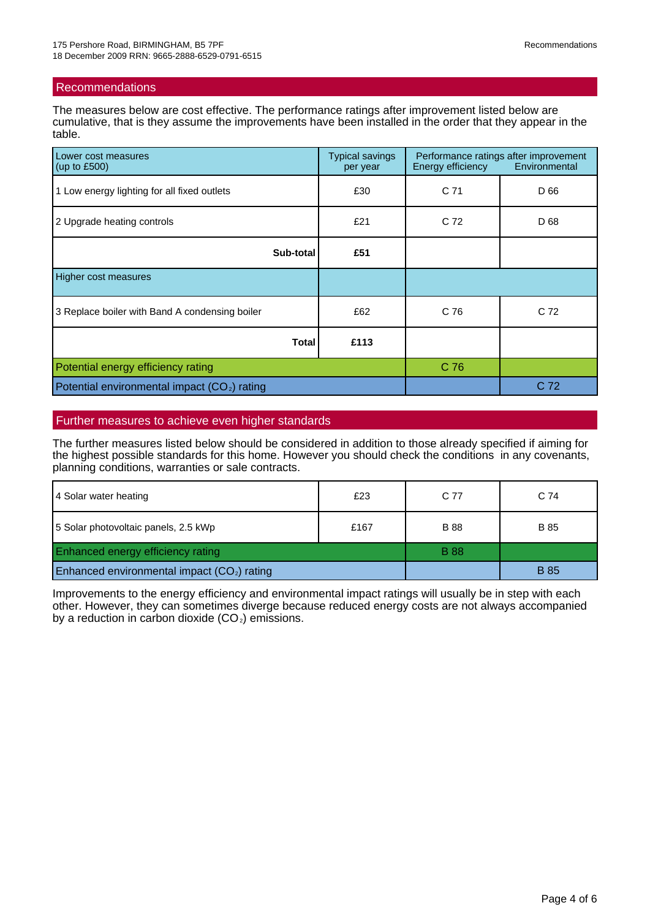## Recommendations

The measures below are cost effective. The performance ratings after improvement listed below are cumulative, that is they assume the improvements have been installed in the order that they appear in the table.

| Lower cost measures (up to £500) | Typical savings per year | Performance ratings after improvement | |
|---|---|---|---|
| | | Energy efficiency | Environmental |
| 1 Low energy lighting for all fixed outlets | £30 | C 71 | D 66 |
| 2 Upgrade heating controls | £21 | C 72 | D 68 |
| **Sub-total** | **£51** | | |
| Higher cost measures | | | |
| 3 Replace boiler with Band A condensing boiler | £62 | C 76 | C 72 |
| **Total** | **£113** | | |
| Potential energy efficiency rating | | C 76 | |
| Potential environmental impact ($CO_2$) rating | | | C 72 |

## Further measures to achieve even higher standards

The further measures listed below should be considered in addition to those already specified if aiming for the highest possible standards for this home. However you should check the conditions in any covenants, planning conditions, warranties or sale contracts.

| Measure | Typical savings per year | Energy efficiency | Environmental |
|---|---|---|---|
| 4 Solar water heating | £23 | C 77 | C 74 |
| 5 Solar photovoltaic panels, 2.5 kWp | £167 | B 88 | B 85 |
| Enhanced energy efficiency rating | | B 88 | |
| Enhanced environmental impact ($CO_2$) rating | | | B 85 |

Improvements to the energy efficiency and environmental impact ratings will usually be in step with each other. However, they can sometimes diverge because reduced energy costs are not always accompanied by a reduction in carbon dioxide ($CO_2$) emissions.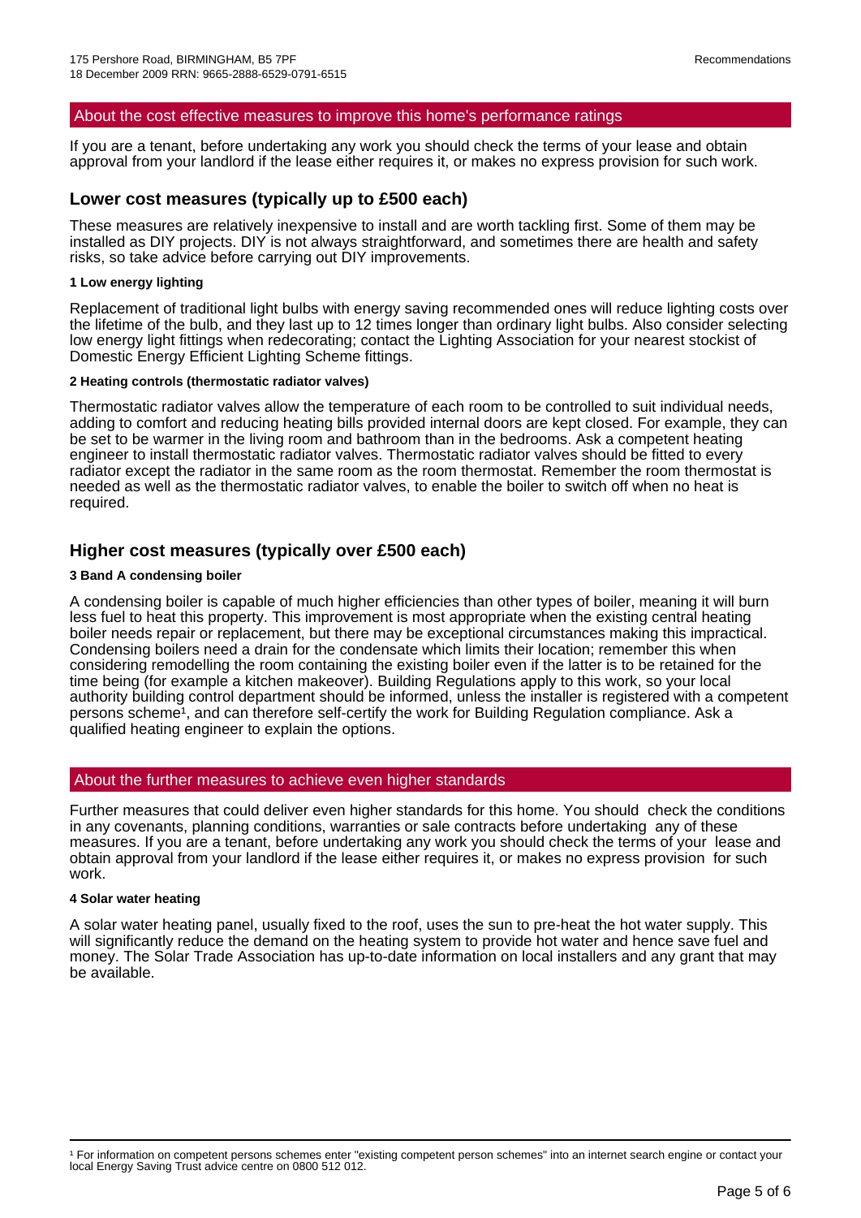## About the cost effective measures to improve this home's performance ratings

If you are a tenant, before undertaking any work you should check the terms of your lease and obtain approval from your landlord if the lease either requires it, or makes no express provision for such work.

### Lower cost measures (typically up to £500 each)

These measures are relatively inexpensive to install and are worth tackling first. Some of them may be installed as DIY projects. DIY is not always straightforward, and sometimes there are health and safety risks, so take advice before carrying out DIY improvements.

#### 1 Low energy lighting

Replacement of traditional light bulbs with energy saving recommended ones will reduce lighting costs over the lifetime of the bulb, and they last up to 12 times longer than ordinary light bulbs. Also consider selecting low energy light fittings when redecorating; contact the Lighting Association for your nearest stockist of Domestic Energy Efficient Lighting Scheme fittings.

#### 2 Heating controls (thermostatic radiator valves)

Thermostatic radiator valves allow the temperature of each room to be controlled to suit individual needs, adding to comfort and reducing heating bills provided internal doors are kept closed. For example, they can be set to be warmer in the living room and bathroom than in the bedrooms. Ask a competent heating engineer to install thermostatic radiator valves. Thermostatic radiator valves should be fitted to every radiator except the radiator in the same room as the room thermostat. Remember the room thermostat is needed as well as the thermostatic radiator valves, to enable the boiler to switch off when no heat is required.

### Higher cost measures (typically over £500 each)

#### 3 Band A condensing boiler

A condensing boiler is capable of much higher efficiencies than other types of boiler, meaning it will burn less fuel to heat this property. This improvement is most appropriate when the existing central heating boiler needs repair or replacement, but there may be exceptional circumstances making this impractical. Condensing boilers need a drain for the condensate which limits their location; remember this when considering remodelling the room containing the existing boiler even if the latter is to be retained for the time being (for example a kitchen makeover). Building Regulations apply to this work, so your local authority building control department should be informed, unless the installer is registered with a competent persons scheme[1], and can therefore self-certify the work for Building Regulation compliance. Ask a qualified heating engineer to explain the options.

## About the further measures to achieve even higher standards

Further measures that could deliver even higher standards for this home. You should check the conditions in any covenants, planning conditions, warranties or sale contracts before undertaking any of these measures. If you are a tenant, before undertaking any work you should check the terms of your lease and obtain approval from your landlord if the lease either requires it, or makes no express provision for such work.

#### 4 Solar water heating

A solar water heating panel, usually fixed to the roof, uses the sun to pre-heat the hot water supply. This will significantly reduce the demand on the heating system to provide hot water and hence save fuel and money. The Solar Trade Association has up-to-date information on local installers and any grant that may be available.

---

[1] For information on competent persons schemes enter "existing competent person schemes" into an internet search engine or contact your local Energy Saving Trust advice centre on 0800 512 012.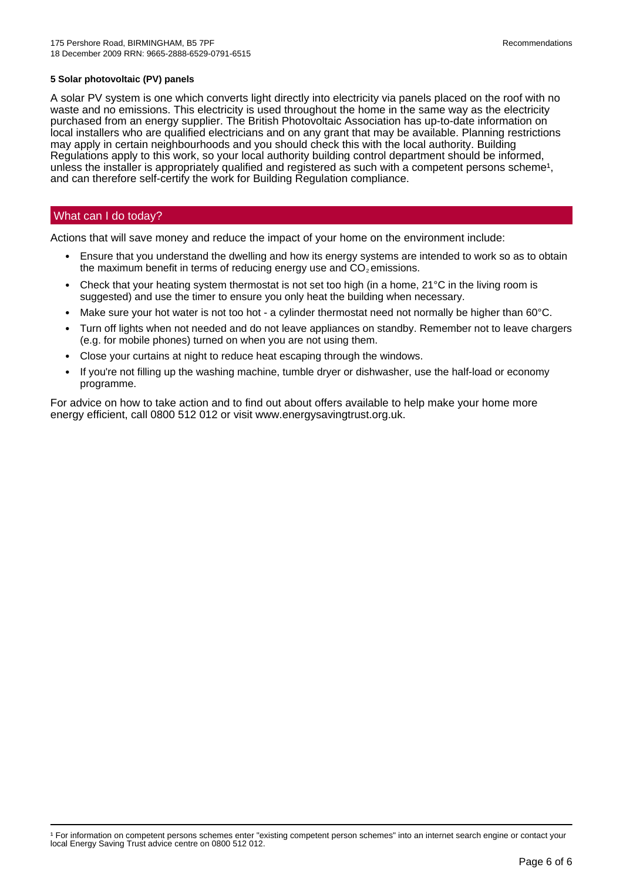**5 Solar photovoltaic (PV) panels**

A solar PV system is one which converts light directly into electricity via panels placed on the roof with no waste and no emissions. This electricity is used throughout the home in the same way as the electricity purchased from an energy supplier. The British Photovoltaic Association has up-to-date information on local installers who are qualified electricians and on any grant that may be available. Planning restrictions may apply in certain neighbourhoods and you should check this with the local authority. Building Regulations apply to this work, so your local authority building control department should be informed, unless the installer is appropriately qualified and registered as such with a competent persons scheme[1], and can therefore self-certify the work for Building Regulation compliance.

## What can I do today?

Actions that will save money and reduce the impact of your home on the environment include:

- Ensure that you understand the dwelling and how its energy systems are intended to work so as to obtain the maximum benefit in terms of reducing energy use and $CO_2$ emissions.
- Check that your heating system thermostat is not set too high (in a home, 21°C in the living room is suggested) and use the timer to ensure you only heat the building when necessary.
- Make sure your hot water is not too hot - a cylinder thermostat need not normally be higher than 60°C.
- Turn off lights when not needed and do not leave appliances on standby. Remember not to leave chargers (e.g. for mobile phones) turned on when you are not using them.
- Close your curtains at night to reduce heat escaping through the windows.
- If you're not filling up the washing machine, tumble dryer or dishwasher, use the half-load or economy programme.

For advice on how to take action and to find out about offers available to help make your home more energy efficient, call 0800 512 012 or visit www.energysavingtrust.org.uk.

[1] For information on competent persons schemes enter "existing competent person schemes" into an internet search engine or contact your local Energy Saving Trust advice centre on 0800 512 012.